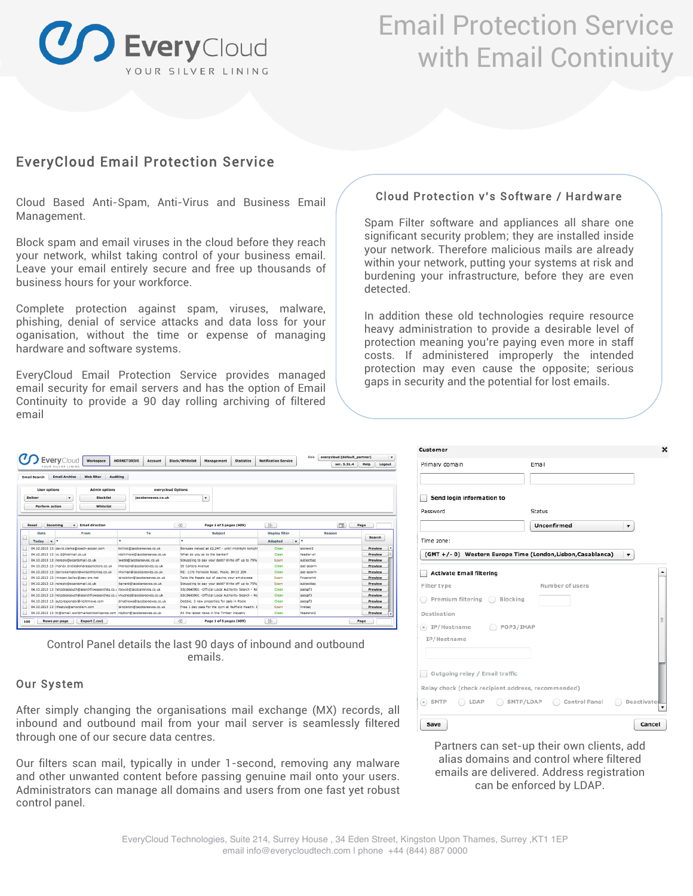# Email Protection Service with Email Continuity

EveryCloud
YOUR SILVER LINING

## EveryCloud Email Protection Service

Cloud Based Anti-Spam, Anti-Virus and Business Email Management.

Block spam and email viruses in the cloud before they reach your network, whilst taking control of your business email. Leave your email entirely secure and free up thousands of business hours for your workforce.

Complete protection against spam, viruses, malware, phishing, denial of service attacks and data loss for your oganisation, without the time or expense of managing hardware and software systems.

EveryCloud Email Protection Service provides managed email security for email servers and has the option of Email Continuity to provide a 90 day rolling archiving of filtered email

### Cloud Protection v's Software / Hardware

Spam Filter software and appliances all share one significant security problem; they are installed inside your network. Therefore malicious mails are already within your network, putting your systems at risk and burdening your infrastructure, before they are even detected.

In addition these old technologies require resource heavy administration to provide a desirable level of protection meaning you're paying even more in staff costs. If administered improperly the intended protection may even cause the opposite; serious gaps in security and the potential for lost emails.

Control Panel details the last 90 days of inbound and outbound emails.

## Our System

After simply changing the organisations mail exchange (MX) records, all inbound and outbound mail from your mail server is seamlessly filtered through one of our secure data centres.

Our filters scan mail, typically in under 1-second, removing any malware and other unwanted content before passing genuine mail onto your users. Administrators can manage all domains and users from one fast yet robust control panel.

Partners can set-up their own clients, add alias domains and control where filtered emails are delivered. Address registration can be enforced by LDAP.

EveryCloud Technologies, Suite 214, Surrey House , 34 Eden Street, Kingston Upon Thames, Surrey ,KT1 1EP
email info@everycloudtech.com I phone +44 (844) 887 0000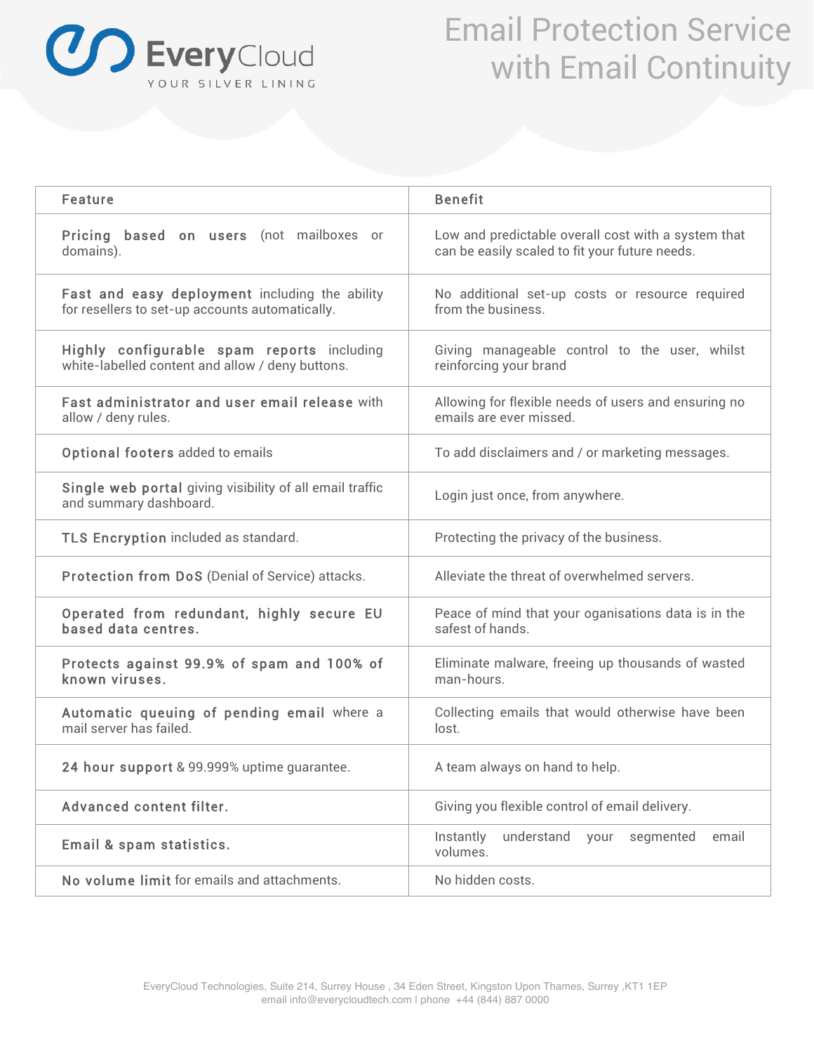# Email Protection Service with Email Continuity

| Feature | Benefit |
|---|---|
| **Pricing based on users** (not mailboxes or domains). | Low and predictable overall cost with a system that can be easily scaled to fit your future needs. |
| **Fast and easy deployment** including the ability for resellers to set-up accounts automatically. | No additional set-up costs or resource required from the business. |
| **Highly configurable spam reports** including white-labelled content and allow / deny buttons. | Giving manageable control to the user, whilst reinforcing your brand |
| **Fast administrator and user email release** with allow / deny rules. | Allowing for flexible needs of users and ensuring no emails are ever missed. |
| **Optional footers** added to emails | To add disclaimers and / or marketing messages. |
| **Single web portal** giving visibility of all email traffic and summary dashboard. | Login just once, from anywhere. |
| **TLS Encryption** included as standard. | Protecting the privacy of the business. |
| **Protection from DoS** (Denial of Service) attacks. | Alleviate the threat of overwhelmed servers. |
| **Operated from redundant, highly secure EU based data centres.** | Peace of mind that your oganisations data is in the safest of hands. |
| **Protects against 99.9% of spam and 100% of known viruses.** | Eliminate malware, freeing up thousands of wasted man-hours. |
| **Automatic queuing of pending email** where a mail server has failed. | Collecting emails that would otherwise have been lost. |
| **24 hour support** & 99.999% uptime guarantee. | A team always on hand to help. |
| **Advanced content filter.** | Giving you flexible control of email delivery. |
| **Email & spam statistics.** | Instantly understand your segmented email volumes. |
| **No volume limit** for emails and attachments. | No hidden costs. |

EveryCloud Technologies, Suite 214, Surrey House , 34 Eden Street, Kingston Upon Thames, Surrey ,KT1 1EP
email info@everycloudtech.com I phone +44 (844) 887 0000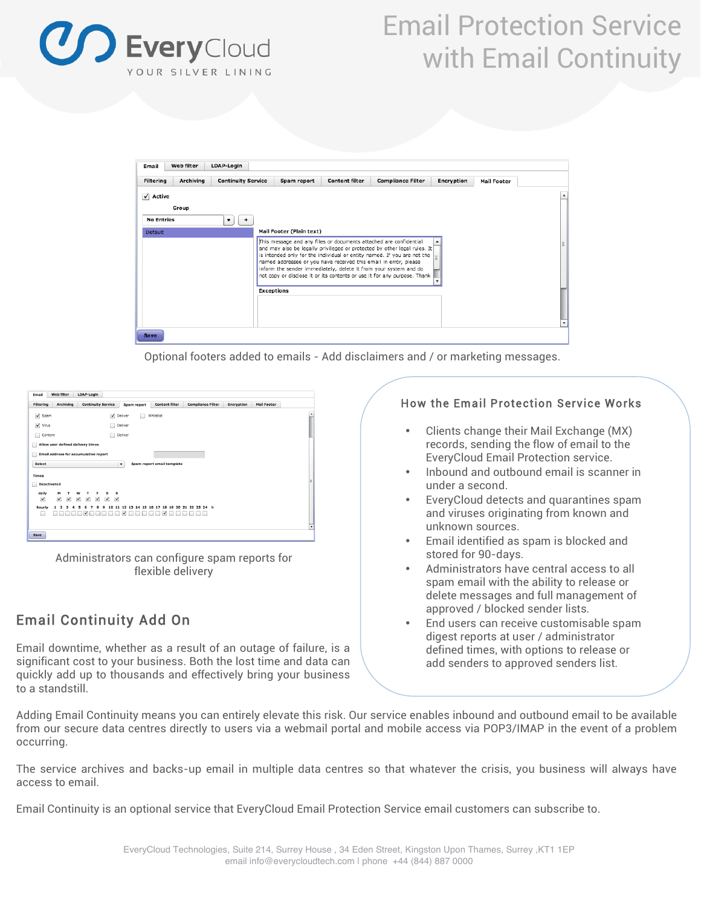# Email Protection Service with Email Continuity

Optional footers added to emails - Add disclaimers and / or marketing messages.

Administrators can configure spam reports for flexible delivery

## How the Email Protection Service Works

- Clients change their Mail Exchange (MX) records, sending the flow of email to the EveryCloud Email Protection service.
- Inbound and outbound email is scanner in under a second.
- EveryCloud detects and quarantines spam and viruses originating from known and unknown sources.
- Email identified as spam is blocked and stored for 90-days.
- Administrators have central access to all spam email with the ability to release or delete messages and full management of approved / blocked sender lists.
- End users can receive customisable spam digest reports at user / administrator defined times, with options to release or add senders to approved senders list.

## Email Continuity Add On

Email downtime, whether as a result of an outage of failure, is a significant cost to your business. Both the lost time and data can quickly add up to thousands and effectively bring your business to a standstill.

Adding Email Continuity means you can entirely elevate this risk. Our service enables inbound and outbound email to be available from our secure data centres directly to users via a webmail portal and mobile access via POP3/IMAP in the event of a problem occurring.

The service archives and backs-up email in multiple data centres so that whatever the crisis, you business will always have access to email.

Email Continuity is an optional service that EveryCloud Email Protection Service email customers can subscribe to.

EveryCloud Technologies, Suite 214, Surrey House , 34 Eden Street, Kingston Upon Thames, Surrey ,KT1 1EP
email info@everycloudtech.com I phone +44 (844) 887 0000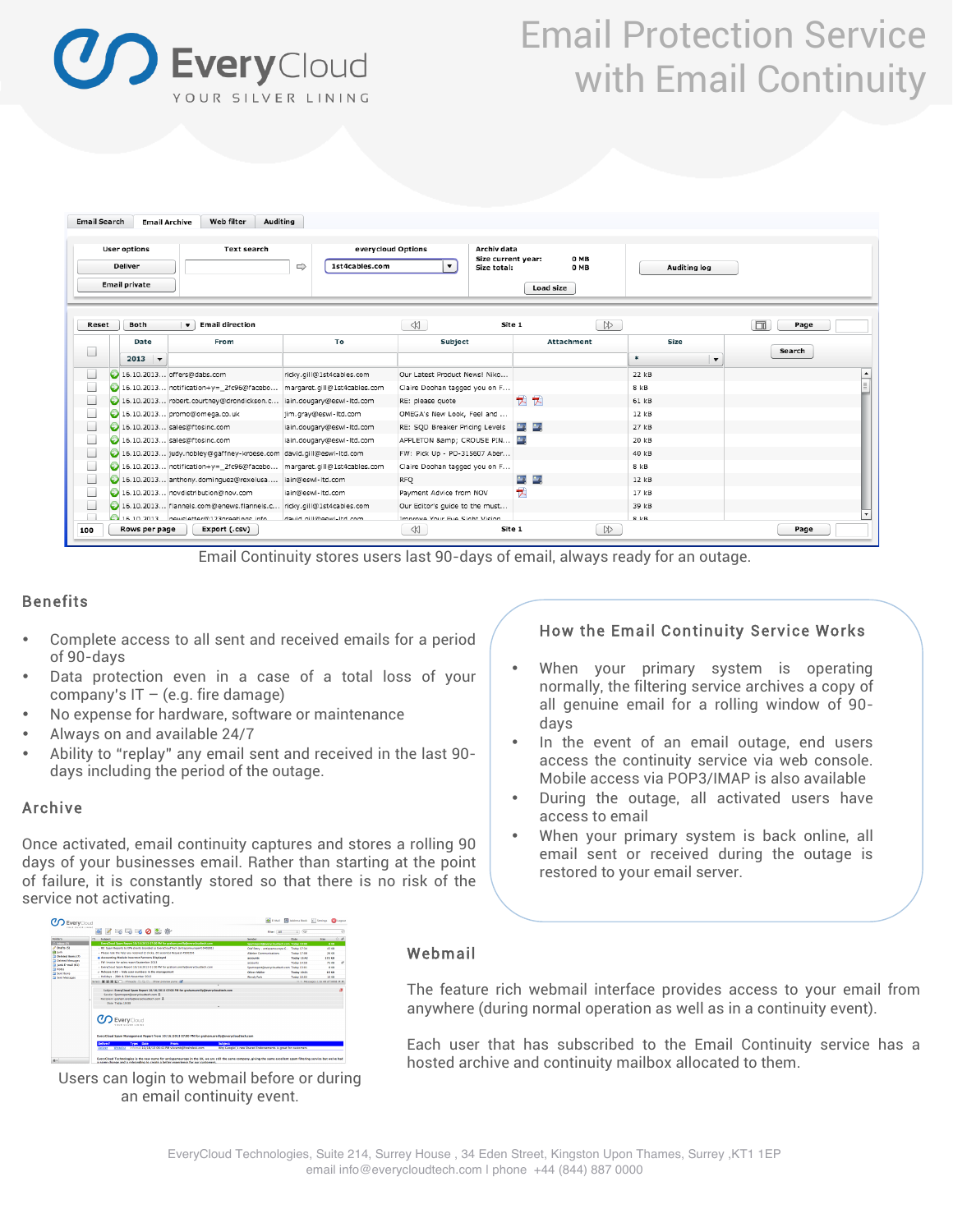# Email Protection Service with Email Continuity

Email Continuity stores users last 90-days of email, always ready for an outage.

## Benefits

- Complete access to all sent and received emails for a period of 90-days
- Data protection even in a case of a total loss of your company's IT – (e.g. fire damage)
- No expense for hardware, software or maintenance
- Always on and available 24/7
- Ability to "replay" any email sent and received in the last 90-days including the period of the outage.

## Archive

Once activated, email continuity captures and stores a rolling 90 days of your businesses email. Rather than starting at the point of failure, it is constantly stored so that there is no risk of the service not activating.

Users can login to webmail before or during an email continuity event.

## How the Email Continuity Service Works

- When your primary system is operating normally, the filtering service archives a copy of all genuine email for a rolling window of 90-days
- In the event of an email outage, end users access the continuity service via web console. Mobile access via POP3/IMAP is also available
- During the outage, all activated users have access to email
- When your primary system is back online, all email sent or received during the outage is restored to your email server.

## Webmail

The feature rich webmail interface provides access to your email from anywhere (during normal operation as well as in a continuity event).

Each user that has subscribed to the Email Continuity service has a hosted archive and continuity mailbox allocated to them.

EveryCloud Technologies, Suite 214, Surrey House , 34 Eden Street, Kingston Upon Thames, Surrey ,KT1 1EP
email info@everycloudtech.com I phone +44 (844) 887 0000